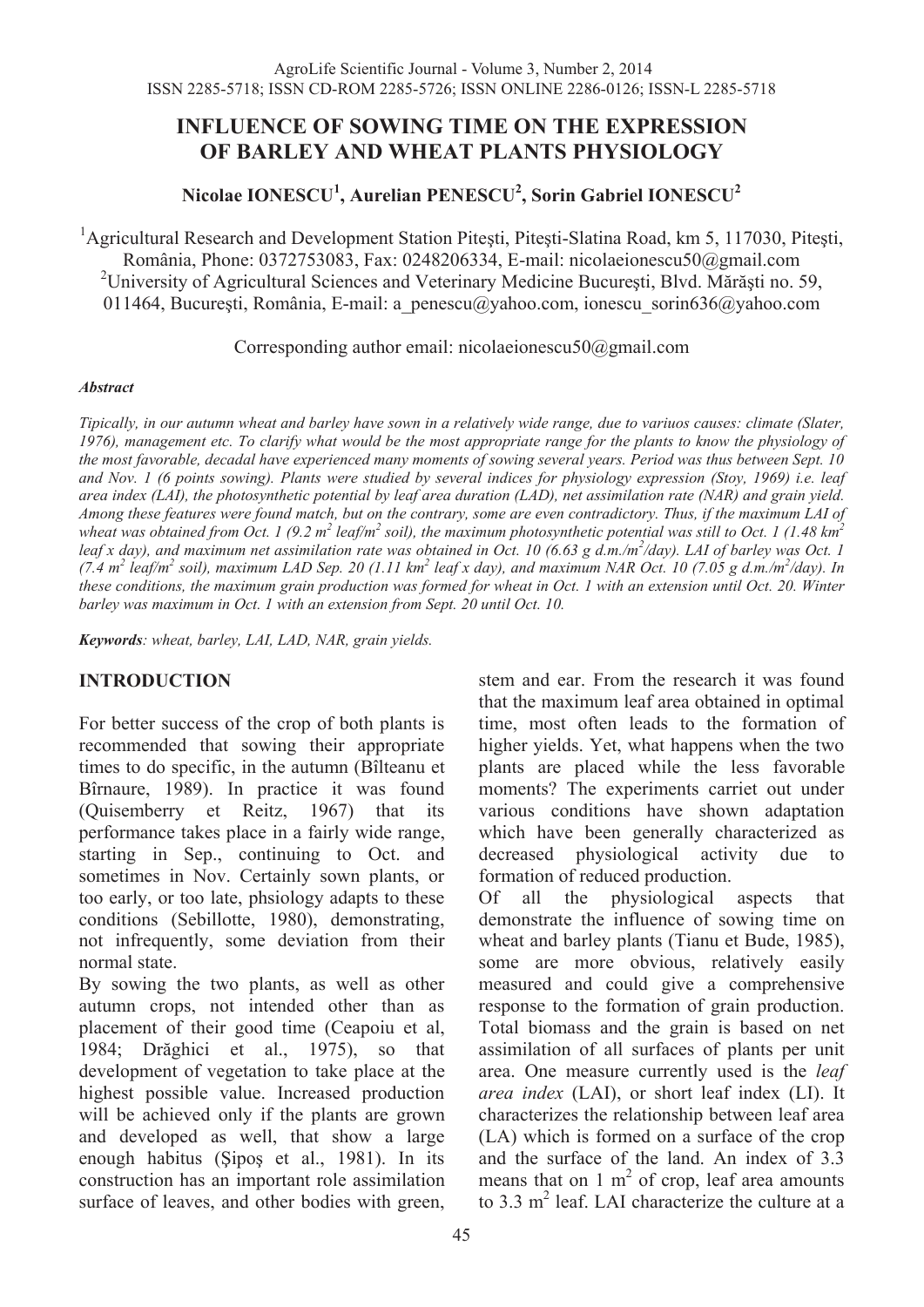// AgroLife Scientific Journal header omitted

# INFLUENCE OF SOWING TIME ON THE EXPRESSION OF BARLEY AND WHEAT PLANTS PHYSIOLOGY

**Nicolae IONESCU[1], Aurelian PENESCU[2], Sorin Gabriel IONESCU[2]**

[1]Agricultural Research and Development Station Piteşti, Piteşti-Slatina Road, km 5, 117030, Piteşti, România, Phone: 0372753083, Fax: 0248206334, E-mail: nicolaeionescu50@gmail.com
[2]University of Agricultural Sciences and Veterinary Medicine Bucureşti, Blvd. Mărăşti no. 59, 011464, Bucureşti, România, E-mail: a_penescu@yahoo.com, ionescu_sorin636@yahoo.com

Corresponding author email: nicolaeionescu50@gmail.com

***Abstract***

*Tipically, in our autumn wheat and barley have sown in a relatively wide range, due to variuos causes: climate (Slater, 1976), management etc. To clarify what would be the most appropriate range for the plants to know the physiology of the most favorable, decadal have experienced many moments of sowing several years. Period was thus between Sept. 10 and Nov. 1 (6 points sowing). Plants were studied by several indices for physiology expression (Stoy, 1969) i.e. leaf area index (LAI), the photosynthetic potential by leaf area duration (LAD), net assimilation rate (NAR) and grain yield. Among these features were found match, but on the contrary, some are even contradictory. Thus, if the maximum LAI of wheat was obtained from Oct. 1 (9.2 $m^2$ leaf/$m^2$ soil), the maximum photosynthetic potential was still to Oct. 1 (1.48 $km^2$ leaf x day), and maximum net assimilation rate was obtained in Oct. 10 (6.63 g d.m./$m^2$/day). LAI of barley was Oct. 1 (7.4 $m^2$ leaf/$m^2$ soil), maximum LAD Sep. 20 (1.11 $km^2$ leaf x day), and maximum NAR Oct. 10 (7.05 g d.m./$m^2$/day). In these conditions, the maximum grain production was formed for wheat in Oct. 1 with an extension until Oct. 20. Winter barley was maximum in Oct. 1 with an extension from Sept. 20 until Oct. 10.*

***Keywords**: wheat, barley, LAI, LAD, NAR, grain yields.*

## INTRODUCTION

For better success of the crop of both plants is recommended that sowing their appropriate times to do specific, in the autumn (Bîlteanu et Bîrnaure, 1989). In practice it was found (Quisemberry et Reitz, 1967) that its performance takes place in a fairly wide range, starting in Sep., continuing to Oct. and sometimes in Nov. Certainly sown plants, or too early, or too late, phsiology adapts to these conditions (Sebillotte, 1980), demonstrating, not infrequently, some deviation from their normal state.

By sowing the two plants, as well as other autumn crops, not intended other than as placement of their good time (Ceapoiu et al, 1984; Drăghici et al., 1975), so that development of vegetation to take place at the highest possible value. Increased production will be achieved only if the plants are grown and developed as well, that show a large enough habitus (Şipoş et al., 1981). In its construction has an important role assimilation surface of leaves, and other bodies with green, stem and ear. From the research it was found that the maximum leaf area obtained in optimal time, most often leads to the formation of higher yields. Yet, what happens when the two plants are placed while the less favorable moments? The experiments carriet out under various conditions have shown adaptation which have been generally characterized as decreased physiological activity due to formation of reduced production.

Of all the physiological aspects that demonstrate the influence of sowing time on wheat and barley plants (Tianu et Bude, 1985), some are more obvious, relatively easily measured and could give a comprehensive response to the formation of grain production. Total biomass and the grain is based on net assimilation of all surfaces of plants per unit area. One measure currently used is the *leaf area index* (LAI), or short leaf index (LI). It characterizes the relationship between leaf area (LA) which is formed on a surface of the crop and the surface of the land. An index of 3.3 means that on 1 $m^2$ of crop, leaf area amounts to 3.3 $m^2$ leaf. LAI characterize the culture at a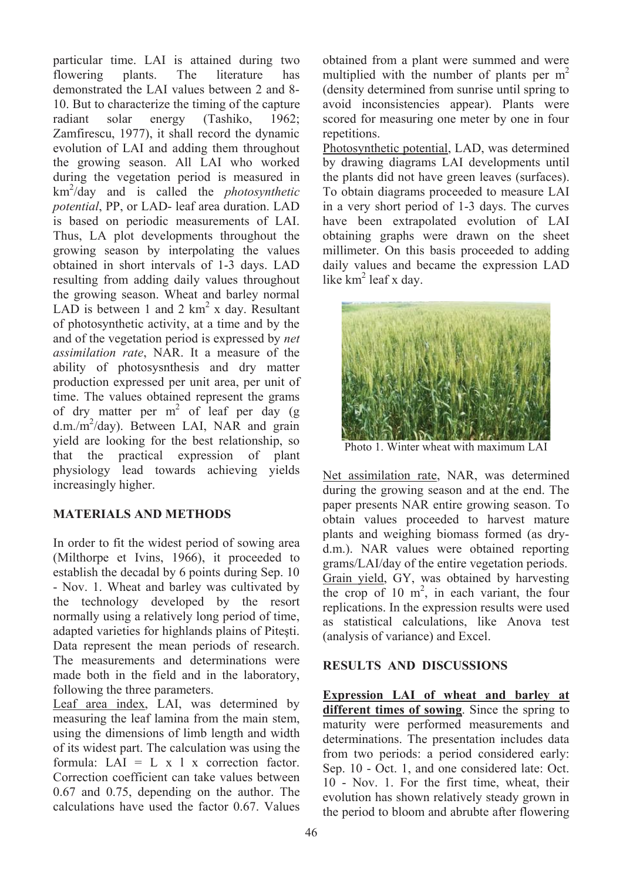particular time. LAI is attained during two flowering plants. The literature has demonstrated the LAI values between 2 and 8-10. But to characterize the timing of the capture radiant solar energy (Tashiko, 1962; Zamfirescu, 1977), it shall record the dynamic evolution of LAI and adding them throughout the growing season. All LAI who worked during the vegetation period is measured in $km^2$/day and is called the *photosynthetic potential*, PP, or LAD- leaf area duration. LAD is based on periodic measurements of LAI. Thus, LA plot developments throughout the growing season by interpolating the values obtained in short intervals of 1-3 days. LAD resulting from adding daily values throughout the growing season. Wheat and barley normal LAD is between 1 and 2 $km^2$ x day. Resultant of photosynthetic activity, at a time and by the and of the vegetation period is expressed by *net assimilation rate*, NAR. It a measure of the ability of photosysnthesis and dry matter production expressed per unit area, per unit of time. The values obtained represent the grams of dry matter per $m^2$ of leaf per day (g d.m./$m^2$/day). Between LAI, NAR and grain yield are looking for the best relationship, so that the practical expression of plant physiology lead towards achieving yields increasingly higher.

## MATERIALS AND METHODS

In order to fit the widest period of sowing area (Milthorpe et Ivins, 1966), it proceeded to establish the decadal by 6 points during Sep. 10 - Nov. 1. Wheat and barley was cultivated by the technology developed by the resort normally using a relatively long period of time, adapted varieties for highlands plains of Piteşti. Data represent the mean periods of research. The measurements and determinations were made both in the field and in the laboratory, following the three parameters.

Leaf area index, LAI, was determined by measuring the leaf lamina from the main stem, using the dimensions of limb length and width of its widest part. The calculation was using the formula: LAI = L x l x correction factor. Correction coefficient can take values between 0.67 and 0.75, depending on the author. The calculations have used the factor 0.67. Values obtained from a plant were summed and were multiplied with the number of plants per $m^2$ (density determined from sunrise until spring to avoid inconsistencies appear). Plants were scored for measuring one meter by one in four repetitions.

Photosynthetic potential, LAD, was determined by drawing diagrams LAI developments until the plants did not have green leaves (surfaces). To obtain diagrams proceeded to measure LAI in a very short period of 1-3 days. The curves have been extrapolated evolution of LAI obtaining graphs were drawn on the sheet millimeter. On this basis proceeded to adding daily values and became the expression LAD like $km^2$ leaf x day.

Photo 1. Winter wheat with maximum LAI

Net assimilation rate, NAR, was determined during the growing season and at the end. The paper presents NAR entire growing season. To obtain values proceeded to harvest mature plants and weighing biomass formed (as dry-d.m.). NAR values were obtained reporting grams/LAI/day of the entire vegetation periods.

Grain yield, GY, was obtained by harvesting the crop of 10 $m^2$, in each variant, the four replications. In the expression results were used as statistical calculations, like Anova test (analysis of variance) and Excel.

## RESULTS AND DISCUSSIONS

**Expression LAI of wheat and barley at different times of sowing**. Since the spring to maturity were performed measurements and determinations. The presentation includes data from two periods: a period considered early: Sep. 10 - Oct. 1, and one considered late: Oct. 10 - Nov. 1. For the first time, wheat, their evolution has shown relatively steady grown in the period to bloom and abrubte after flowering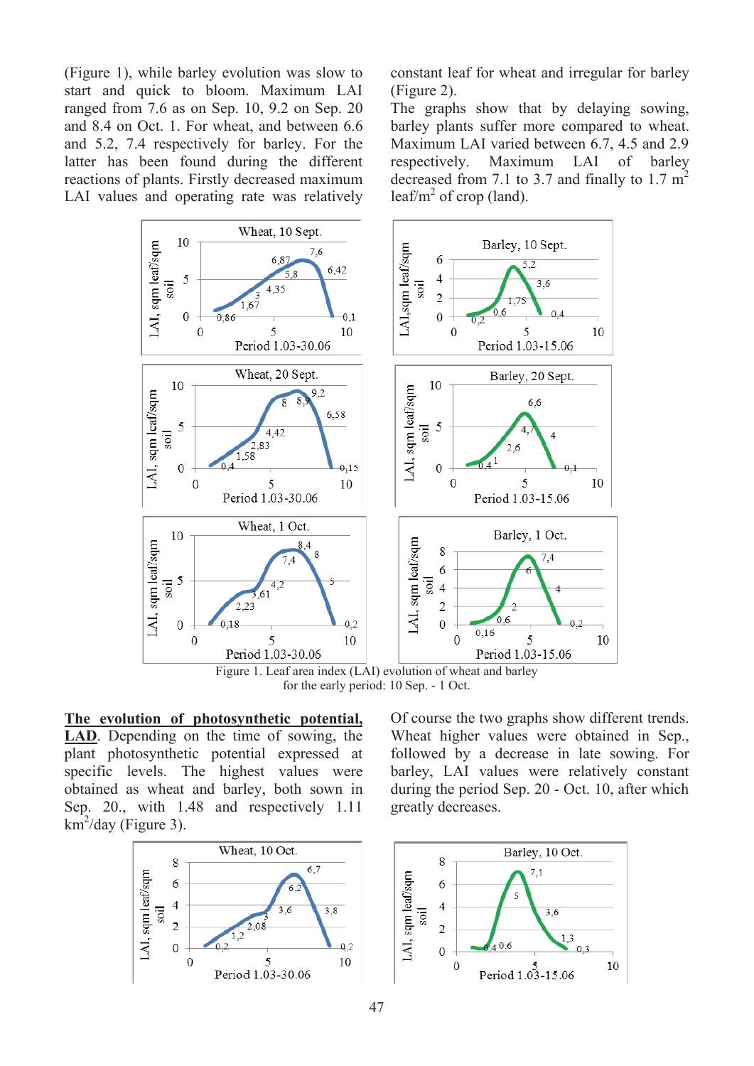(Figure 1), while barley evolution was slow to start and quick to bloom. Maximum LAI ranged from 7.6 as on Sep. 10, 9.2 on Sep. 20 and 8.4 on Oct. 1. For wheat, and between 6.6 and 5.2, 7.4 respectively for barley. The latter has been found during the different reactions of plants. Firstly decreased maximum LAI values and operating rate was relatively constant leaf for wheat and irregular for barley (Figure 2).

The graphs show that by delaying sowing, barley plants suffer more compared to wheat. Maximum LAI varied between 6.7, 4.5 and 2.9 respectively. Maximum LAI of barley decreased from 7.1 to 3.7 and finally to 1.7 $m^2$ leaf/$m^2$ of crop (land).

Figure 1. Leaf area index (LAI) evolution of wheat and barley for the early period: 10 Sep. - 1 Oct.

**The evolution of photosynthetic potential, LAD**. Depending on the time of sowing, the plant photosynthetic potential expressed at specific levels. The highest values were obtained as wheat and barley, both sown in Sep. 20., with 1.48 and respectively 1.11 $km^2$/day (Figure 3).

Of course the two graphs show different trends. Wheat higher values were obtained in Sep., followed by a decrease in late sowing. For barley, LAI values were relatively constant during the period Sep. 20 - Oct. 10, after which greatly decreases.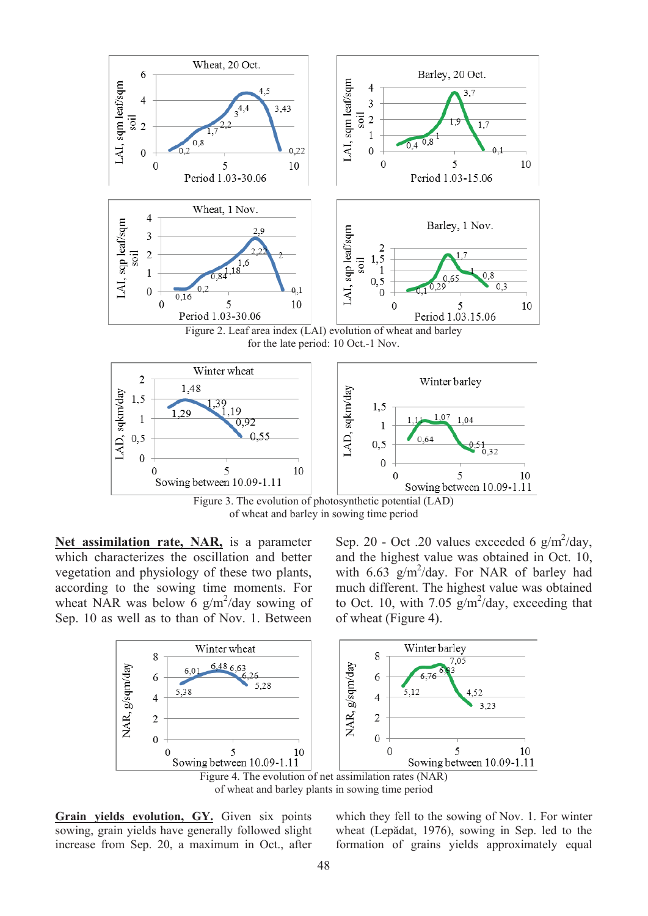Figure 2. Leaf area index (LAI) evolution of wheat and barley for the late period: 10 Oct.-1 Nov.

Figure 3. The evolution of photosynthetic potential (LAD) of wheat and barley in sowing time period

**Net assimilation rate, NAR,** is a parameter which characterizes the oscillation and better vegetation and physiology of these two plants, according to the sowing time moments. For wheat NAR was below 6 g/m$^2$/day sowing of Sep. 10 as well as to than of Nov. 1. Between Sep. 20 - Oct .20 values exceeded 6 g/m$^2$/day, and the highest value was obtained in Oct. 10, with 6.63 g/m$^2$/day. For NAR of barley had much different. The highest value was obtained to Oct. 10, with 7.05 g/m$^2$/day, exceeding that of wheat (Figure 4).

Figure 4. The evolution of net assimilation rates (NAR) of wheat and barley plants in sowing time period

**Grain yields evolution, GY.** Given six points sowing, grain yields have generally followed slight increase from Sep. 20, a maximum in Oct., after which they fell to the sowing of Nov. 1. For winter wheat (Lepădat, 1976), sowing in Sep. led to the formation of grains yields approximately equal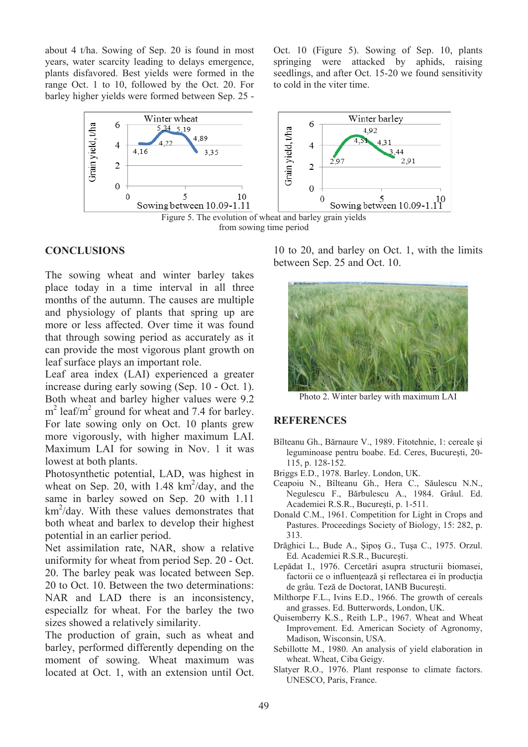about 4 t/ha. Sowing of Sep. 20 is found in most years, water scarcity leading to delays emergence, plants disfavored. Best yields were formed in the range Oct. 1 to 10, followed by the Oct. 20. For barley higher yields were formed between Sep. 25 - Oct. 10 (Figure 5). Sowing of Sep. 10, plants springing were attacked by aphids, raising seedlings, and after Oct. 15-20 we found sensitivity to cold in the viter time.

Figure 5. The evolution of wheat and barley grain yields from sowing time period

## CONCLUSIONS

The sowing wheat and winter barley takes place today in a time interval in all three months of the autumn. The causes are multiple and physiology of plants that spring up are more or less affected. Over time it was found that through sowing period as accurately as it can provide the most vigorous plant growth on leaf surface plays an important role.

Leaf area index (LAI) experienced a greater increase during early sowing (Sep. 10 - Oct. 1). Both wheat and barley higher values were 9.2 $m^2$ leaf/$m^2$ ground for wheat and 7.4 for barley. For late sowing only on Oct. 10 plants grew more vigorously, with higher maximum LAI. Maximum LAI for sowing in Nov. 1 it was lowest at both plants.

Photosynthetic potential, LAD, was highest in wheat on Sep. 20, with 1.48 $km^2$/day, and the same in barley sowed on Sep. 20 with 1.11 $km^2$/day. With these values demonstrates that both wheat and barlex to develop their highest potential in an earlier period.

Net assimilation rate, NAR, show a relative uniformity for wheat from period Sep. 20 - Oct. 20. The barley peak was located between Sep. 20 to Oct. 10. Between the two determinations: NAR and LAD there is an inconsistency, especiallz for wheat. For the barley the two sizes showed a relatively similarity.

The production of grain, such as wheat and barley, performed differently depending on the moment of sowing. Wheat maximum was located at Oct. 1, with an extension until Oct. 10 to 20, and barley on Oct. 1, with the limits between Sep. 25 and Oct. 10.

Photo 2. Winter barley with maximum LAI

## REFERENCES

Bîlteanu Gh., Bărnaure V., 1989. Fitotehnie, 1: cereale şi leguminoase pentru boabe. Ed. Ceres, Bucureşti, 20-115, p. 128-152.

Briggs E.D., 1978. Barley. London, UK.

Ceapoiu N., Bîlteanu Gh., Hera C., Săulescu N.N., Negulescu F., Bărbulescu A., 1984. Grâul. Ed. Academiei R.S.R., Bucureşti, p. 1-511.

Donald C.M., 1961. Competition for Light in Crops and Pastures. Proceedings Society of Biology, 15: 282, p. 313.

Drăghici L., Bude A., Şipoş G., Tuşa C., 1975. Orzul. Ed. Academiei R.S.R., Bucureşti.

Lepădat I., 1976. Cercetări asupra structurii biomasei, factorii ce o influenţează şi reflectarea ei în producţia de grâu. Teză de Doctorat, IANB Bucureşti.

Milthorpe F.L., Ivins E.D., 1966. The growth of cereals and grasses. Ed. Butterwords, London, UK.

Quisemberry K.S., Reith L.P., 1967. Wheat and Wheat Improvement. Ed. American Society of Agronomy, Madison, Wisconsin, USA.

Sebillotte M., 1980. An analysis of yield elaboration in wheat. Wheat, Ciba Geigy.

Slatyer R.O., 1976. Plant response to climate factors. UNESCO, Paris, France.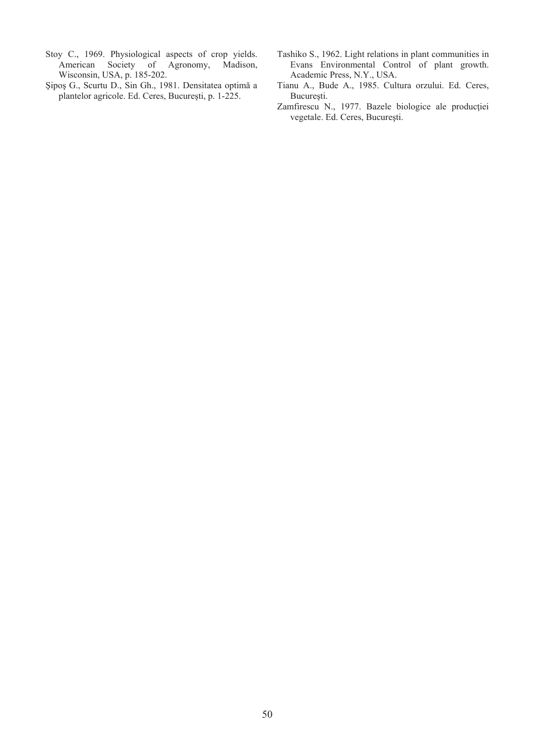Stoy C., 1969. Physiological aspects of crop yields. American Society of Agronomy, Madison, Wisconsin, USA, p. 185-202.

Şipoş G., Scurtu D., Sin Gh., 1981. Densitatea optimă a plantelor agricole. Ed. Ceres, Bucureşti, p. 1-225.

Tashiko S., 1962. Light relations in plant communities in Evans Environmental Control of plant growth. Academic Press, N.Y., USA.

Tianu A., Bude A., 1985. Cultura orzului. Ed. Ceres, Bucureşti.

Zamfirescu N., 1977. Bazele biologice ale producţiei vegetale. Ed. Ceres, Bucureşti.